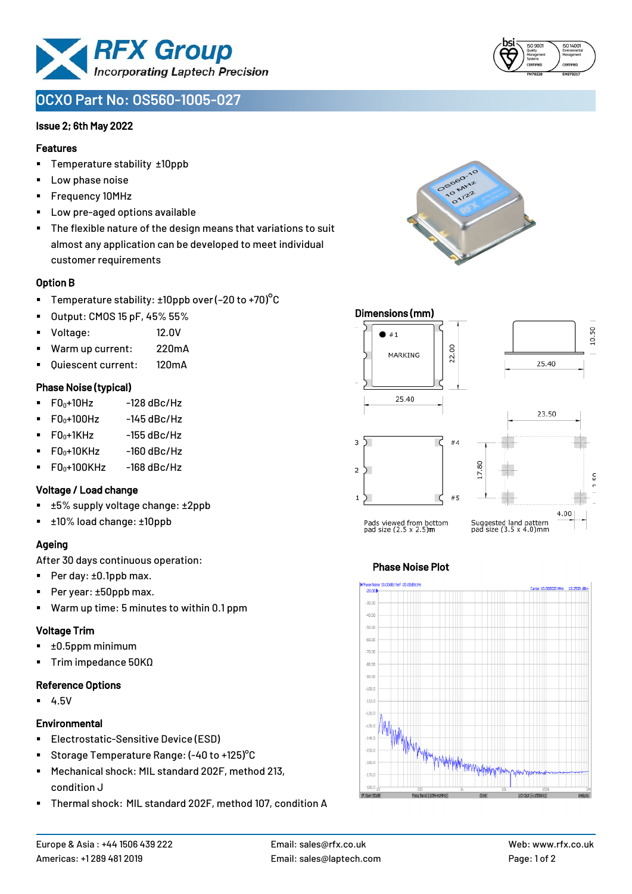# OCXO Part No: OS560-1005-027

**Issue 2; 6th May 2022**

### Features

- Temperature stability ±10ppb
- Low phase noise
- Frequency 10MHz
- Low pre-aged options available
- The flexible nature of the design means that variations to suit almost any application can be developed to meet individual customer requirements

### Option B

- Temperature stability: ±10ppb over (-20 to +70)°C
- Output: CMOS 15 pF, 45% 55%
- Voltage: 12.0V
- Warm up current: 220mA
- Quiescent current: 120mA

### Phase Noise (typical)

- $F0_0$+10Hz -128 dBc/Hz
- $F0_0$+100Hz -145 dBc/Hz
- $F0_0$+1KHz -155 dBc/Hz
- $F0_0$+10KHz -160 dBc/Hz
- $F0_0$+100KHz -168 dBc/Hz

### Voltage / Load change

- ±5% supply voltage change: ±2ppb
- ±10% load change: ±10ppb

### Ageing

After 30 days continuous operation:

- Per day: ±0.1ppb max.
- Per year: ±50ppb max.
- Warm up time: 5 minutes to within 0.1 ppm

### Voltage Trim

- ±0.5ppm minimum
- Trim impedance 50KΩ

### Reference Options

- 4.5V

### Environmental

- Electrostatic-Sensitive Device (ESD)
- Storage Temperature Range: (-40 to +125)°C
- Mechanical shock: MIL standard 202F, method 213, condition J
- Thermal shock: MIL standard 202F, method 107, condition A

### Dimensions (mm)

MARKING, #1, 22.00, 25.40, 10.50, 25.40, 23.50, 17.80, 4.00

Pads viewed from bottom pad size (2.5 x 2.5)mm

Suggested land pattern pad size (3.5 x 4.0)mm

### Phase Noise Plot

Europe & Asia : +44 1506 439 222
Americas: +1 289 481 2019
Email: sales@rfx.co.uk
Email: sales@laptech.com
Web: www.rfx.co.uk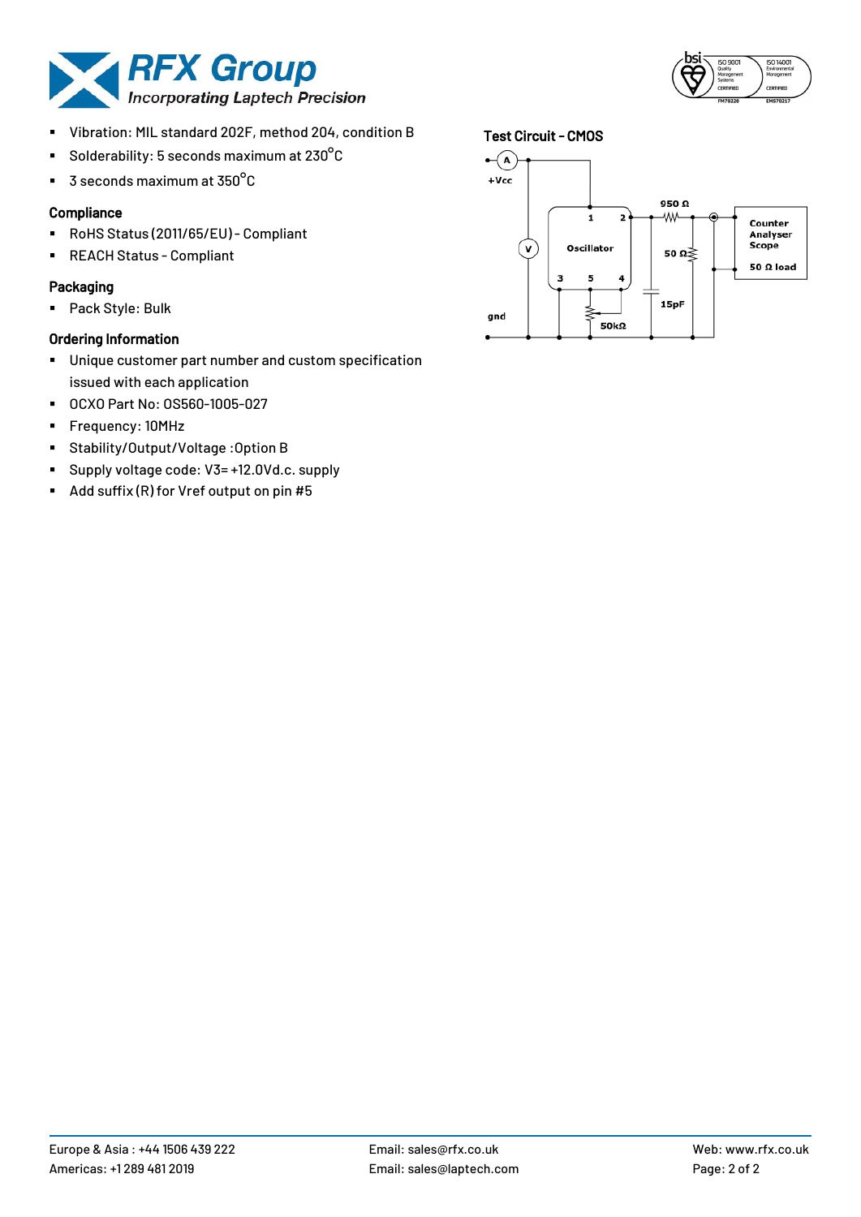- Vibration: MIL standard 202F, method 204, condition B
- Solderability: 5 seconds maximum at 230°C
- 3 seconds maximum at 350°C

### Compliance

- RoHS Status (2011/65/EU) - Compliant
- REACH Status - Compliant

### Packaging

- Pack Style: Bulk

### Ordering Information

- Unique customer part number and custom specification issued with each application
- OCXO Part No: OS560-1005-027
- Frequency: 10MHz
- Stability/Output/Voltage :Option B
- Supply voltage code: V3= +12.0Vd.c. supply
- Add suffix (R) for Vref output on pin #5

### Test Circuit - CMOS

A
+Vcc
V
1
2
Oscillator
3
5
4
950 Ω
50 Ω
15pF
50kΩ
gnd
Counter
Analyser
Scope
50 Ω load